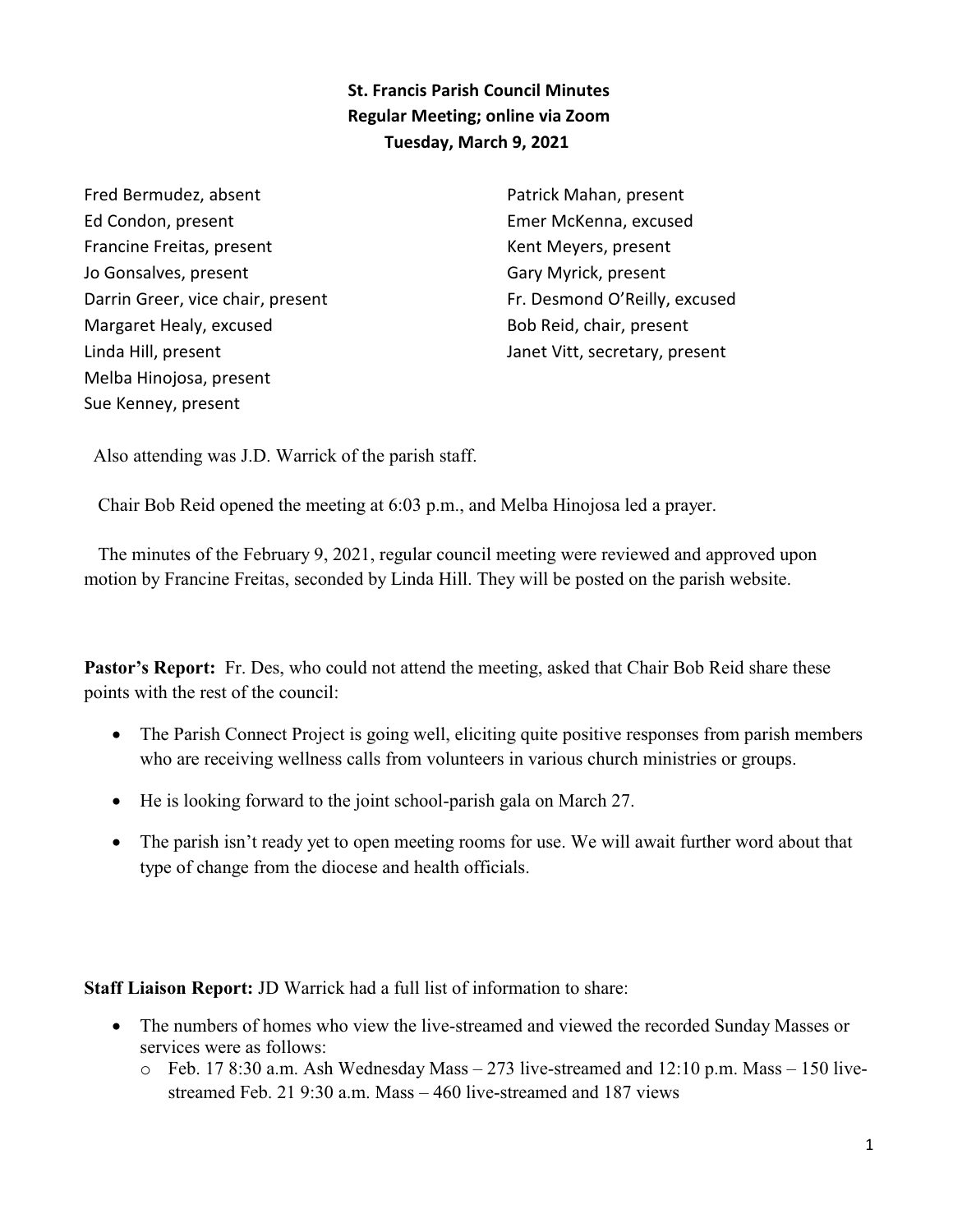**St. Francis Parish Council Minutes**
**Regular Meeting; online via Zoom**
**Tuesday, March 9, 2021**

Fred Bermudez, absent
Ed Condon, present
Francine Freitas, present
Jo Gonsalves, present
Darrin Greer, vice chair, present
Margaret Healy, excused
Linda Hill, present
Melba Hinojosa, present
Sue Kenney, present
Patrick Mahan, present
Emer McKenna, excused
Kent Meyers, present
Gary Myrick, present
Fr. Desmond O'Reilly, excused
Bob Reid, chair, present
Janet Vitt, secretary, present

Also attending was J.D. Warrick of the parish staff.

Chair Bob Reid opened the meeting at 6:03 p.m., and Melba Hinojosa led a prayer.

The minutes of the February 9, 2021, regular council meeting were reviewed and approved upon motion by Francine Freitas, seconded by Linda Hill. They will be posted on the parish website.

**Pastor's Report:** Fr. Des, who could not attend the meeting, asked that Chair Bob Reid share these points with the rest of the council:

- The Parish Connect Project is going well, eliciting quite positive responses from parish members who are receiving wellness calls from volunteers in various church ministries or groups.
- He is looking forward to the joint school-parish gala on March 27.
- The parish isn't ready yet to open meeting rooms for use. We will await further word about that type of change from the diocese and health officials.

**Staff Liaison Report:** JD Warrick had a full list of information to share:

- The numbers of homes who view the live-streamed and viewed the recorded Sunday Masses or services were as follows:
  - Feb. 17 8:30 a.m. Ash Wednesday Mass – 273 live-streamed and 12:10 p.m. Mass – 150 live-streamed Feb. 21 9:30 a.m. Mass – 460 live-streamed and 187 views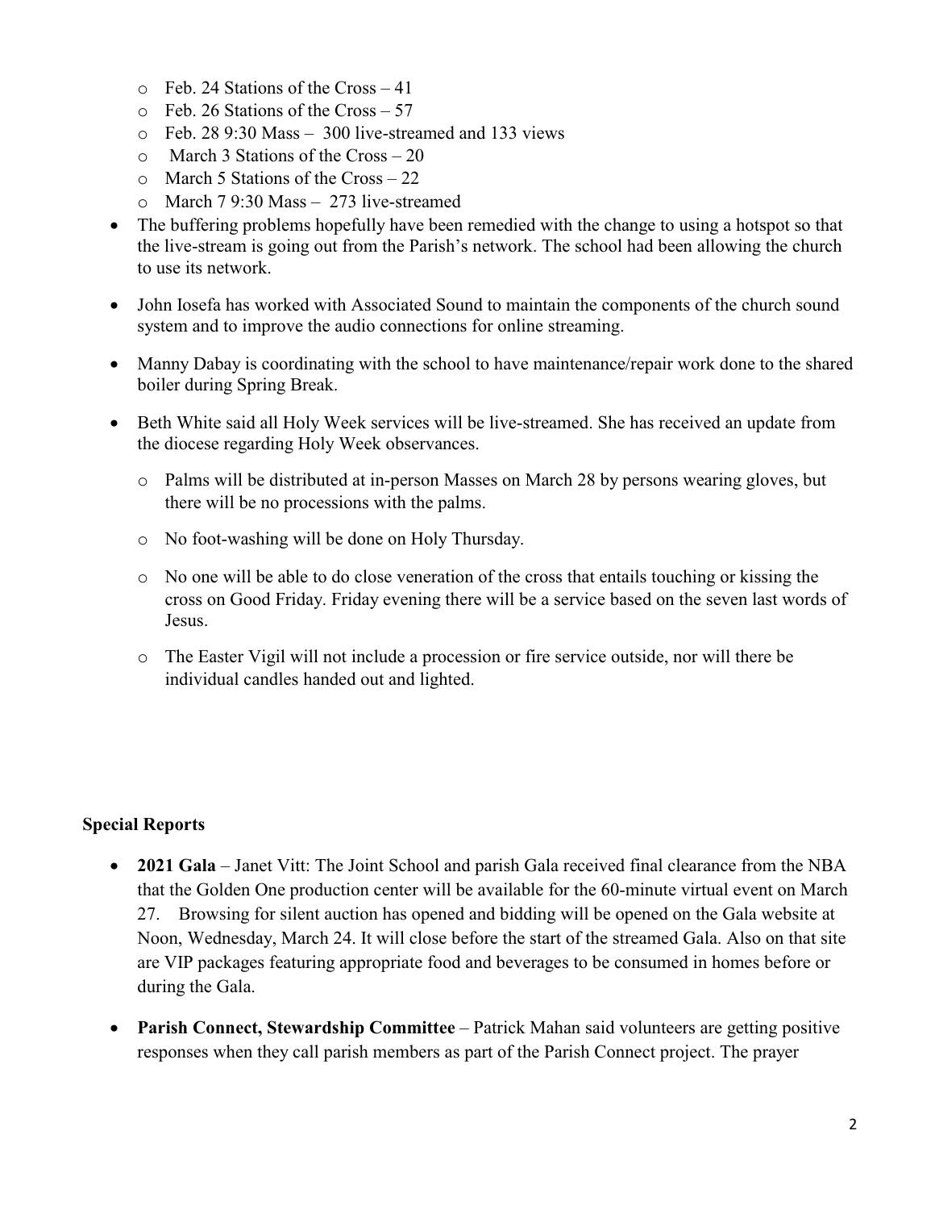- Feb. 24 Stations of the Cross – 41
  - Feb. 26 Stations of the Cross – 57
  - Feb. 28 9:30 Mass – 300 live-streamed and 133 views
  - March 3 Stations of the Cross – 20
  - March 5 Stations of the Cross – 22
  - March 7 9:30 Mass – 273 live-streamed
- The buffering problems hopefully have been remedied with the change to using a hotspot so that the live-stream is going out from the Parish's network. The school had been allowing the church to use its network.
- John Iosefa has worked with Associated Sound to maintain the components of the church sound system and to improve the audio connections for online streaming.
- Manny Dabay is coordinating with the school to have maintenance/repair work done to the shared boiler during Spring Break.
- Beth White said all Holy Week services will be live-streamed. She has received an update from the diocese regarding Holy Week observances.
  - Palms will be distributed at in-person Masses on March 28 by persons wearing gloves, but there will be no processions with the palms.
  - No foot-washing will be done on Holy Thursday.
  - No one will be able to do close veneration of the cross that entails touching or kissing the cross on Good Friday. Friday evening there will be a service based on the seven last words of Jesus.
  - The Easter Vigil will not include a procession or fire service outside, nor will there be individual candles handed out and lighted.

**Special Reports**

- **2021 Gala** – Janet Vitt: The Joint School and parish Gala received final clearance from the NBA that the Golden One production center will be available for the 60-minute virtual event on March 27. Browsing for silent auction has opened and bidding will be opened on the Gala website at Noon, Wednesday, March 24. It will close before the start of the streamed Gala. Also on that site are VIP packages featuring appropriate food and beverages to be consumed in homes before or during the Gala.
- **Parish Connect, Stewardship Committee** – Patrick Mahan said volunteers are getting positive responses when they call parish members as part of the Parish Connect project. The prayer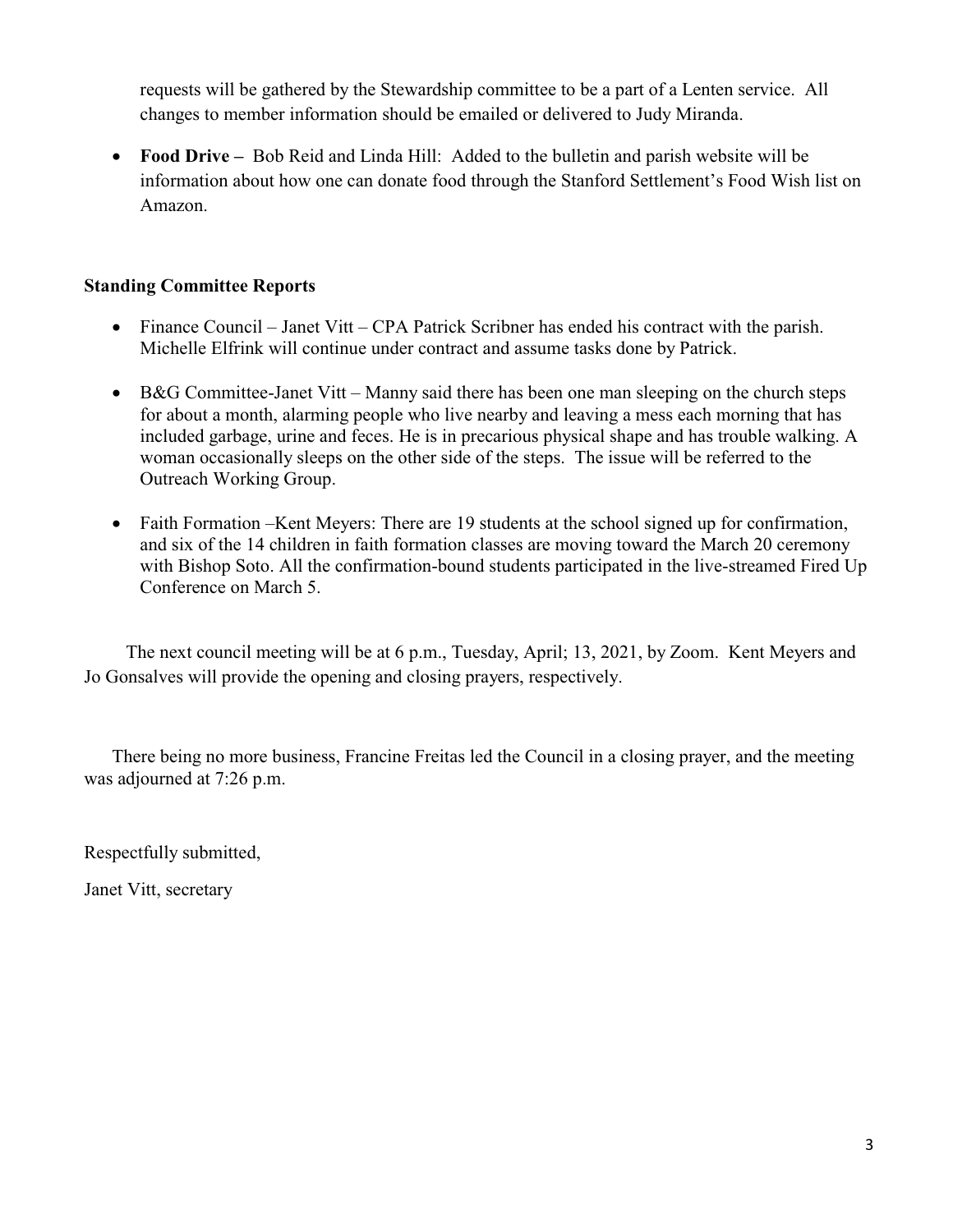requests will be gathered by the Stewardship committee to be a part of a Lenten service. All changes to member information should be emailed or delivered to Judy Miranda.

- **Food Drive –** Bob Reid and Linda Hill: Added to the bulletin and parish website will be information about how one can donate food through the Stanford Settlement's Food Wish list on Amazon.

**Standing Committee Reports**

- Finance Council – Janet Vitt – CPA Patrick Scribner has ended his contract with the parish. Michelle Elfrink will continue under contract and assume tasks done by Patrick.

- B&G Committee-Janet Vitt – Manny said there has been one man sleeping on the church steps for about a month, alarming people who live nearby and leaving a mess each morning that has included garbage, urine and feces. He is in precarious physical shape and has trouble walking. A woman occasionally sleeps on the other side of the steps. The issue will be referred to the Outreach Working Group.

- Faith Formation –Kent Meyers: There are 19 students at the school signed up for confirmation, and six of the 14 children in faith formation classes are moving toward the March 20 ceremony with Bishop Soto. All the confirmation-bound students participated in the live-streamed Fired Up Conference on March 5.

The next council meeting will be at 6 p.m., Tuesday, April; 13, 2021, by Zoom. Kent Meyers and Jo Gonsalves will provide the opening and closing prayers, respectively.

There being no more business, Francine Freitas led the Council in a closing prayer, and the meeting was adjourned at 7:26 p.m.

Respectfully submitted,

Janet Vitt, secretary